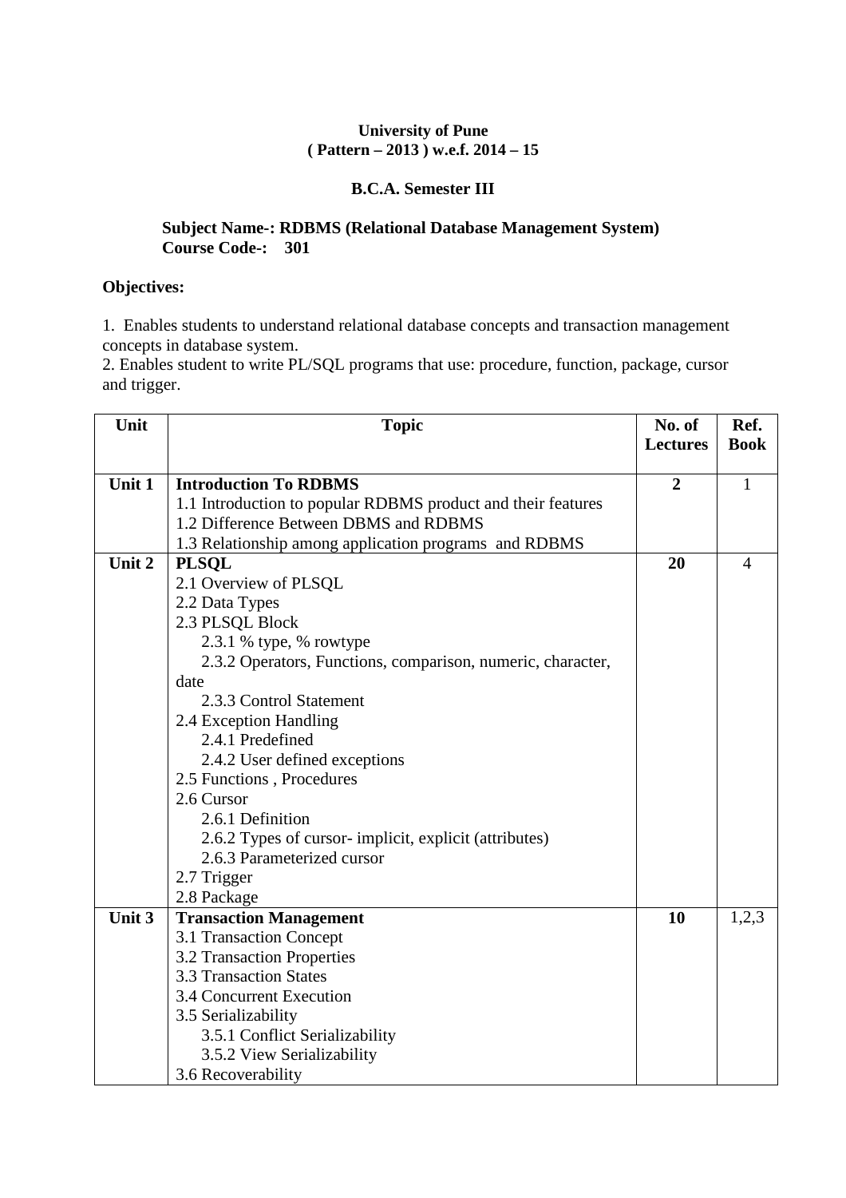**University of Pune**
**( Pattern – 2013 ) w.e.f. 2014 – 15**

**B.C.A. Semester III**

**Subject Name-: RDBMS (Relational Database Management System)**
**Course Code-: 301**

**Objectives:**

1. Enables students to understand relational database concepts and transaction management concepts in database system.
2. Enables student to write PL/SQL programs that use: procedure, function, package, cursor and trigger.

| Unit | Topic | No. of Lectures | Ref. Book |
|---|---|---|---|
| **Unit 1** | **Introduction To RDBMS**<br>1.1 Introduction to popular RDBMS product and their features<br>1.2 Difference Between DBMS and RDBMS<br>1.3 Relationship among application programs and RDBMS | **2** | 1 |
| **Unit 2** | **PLSQL**<br>2.1 Overview of PLSQL<br>2.2 Data Types<br>2.3 PLSQL Block<br>2.3.1 % type, % rowtype<br>2.3.2 Operators, Functions, comparison, numeric, character, date<br>2.3.3 Control Statement<br>2.4 Exception Handling<br>2.4.1 Predefined<br>2.4.2 User defined exceptions<br>2.5 Functions , Procedures<br>2.6 Cursor<br>2.6.1 Definition<br>2.6.2 Types of cursor- implicit, explicit (attributes)<br>2.6.3 Parameterized cursor<br>2.7 Trigger<br>2.8 Package | **20** | 4 |
| **Unit 3** | **Transaction Management**<br>3.1 Transaction Concept<br>3.2 Transaction Properties<br>3.3 Transaction States<br>3.4 Concurrent Execution<br>3.5 Serializability<br>3.5.1 Conflict Serializability<br>3.5.2 View Serializability<br>3.6 Recoverability | **10** | 1,2,3 |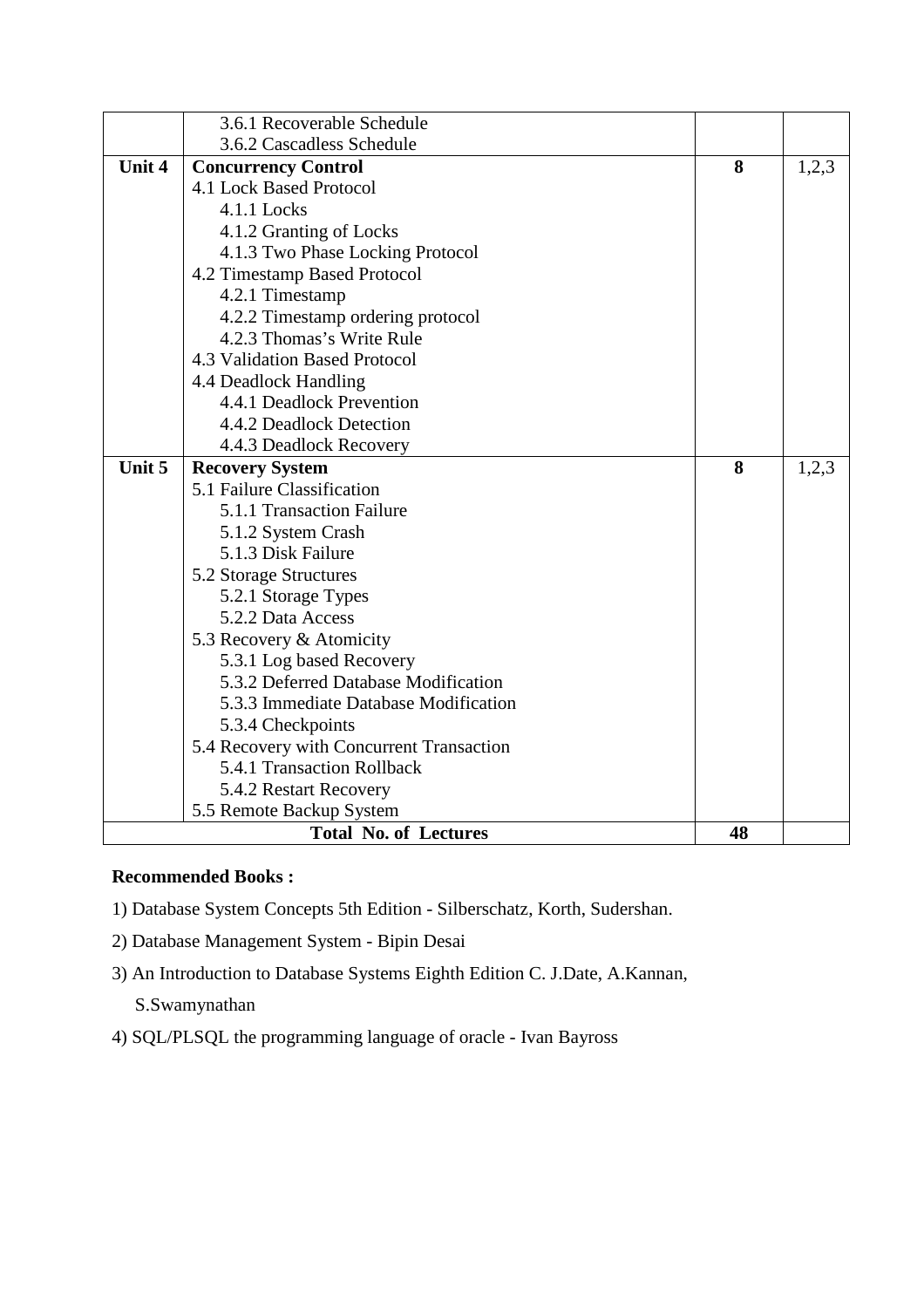| | | | |
|---|---|---|---|
| | 3.6.1 Recoverable Schedule<br>3.6.2 Cascadless Schedule | | |
| **Unit 4** | **Concurrency Control**<br>4.1 Lock Based Protocol<br>4.1.1 Locks<br>4.1.2 Granting of Locks<br>4.1.3 Two Phase Locking Protocol<br>4.2 Timestamp Based Protocol<br>4.2.1 Timestamp<br>4.2.2 Timestamp ordering protocol<br>4.2.3 Thomas's Write Rule<br>4.3 Validation Based Protocol<br>4.4 Deadlock Handling<br>4.4.1 Deadlock Prevention<br>4.4.2 Deadlock Detection<br>4.4.3 Deadlock Recovery | **8** | 1,2,3 |
| **Unit 5** | **Recovery System**<br>5.1 Failure Classification<br>5.1.1 Transaction Failure<br>5.1.2 System Crash<br>5.1.3 Disk Failure<br>5.2 Storage Structures<br>5.2.1 Storage Types<br>5.2.2 Data Access<br>5.3 Recovery & Atomicity<br>5.3.1 Log based Recovery<br>5.3.2 Deferred Database Modification<br>5.3.3 Immediate Database Modification<br>5.3.4 Checkpoints<br>5.4 Recovery with Concurrent Transaction<br>5.4.1 Transaction Rollback<br>5.4.2 Restart Recovery<br>5.5 Remote Backup System | **8** | 1,2,3 |
| **Total No. of Lectures** | | **48** | |

**Recommended Books :**

1) Database System Concepts 5th Edition - Silberschatz, Korth, Sudershan.

2) Database Management System - Bipin Desai

3) An Introduction to Database Systems Eighth Edition C. J.Date, A.Kannan, S.Swamynathan

4) SQL/PLSQL the programming language of oracle - Ivan Bayross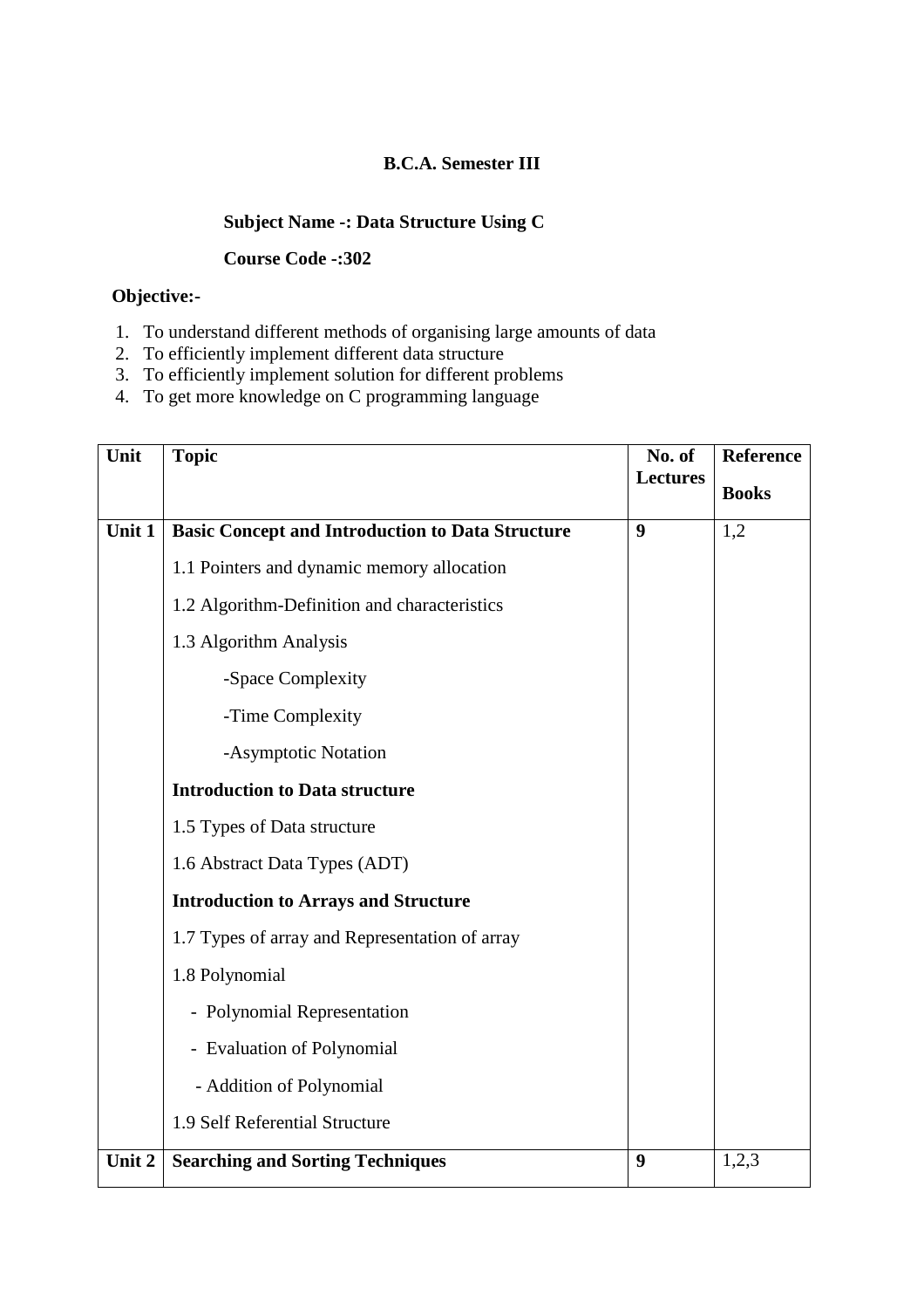**B.C.A. Semester III**

**Subject Name -: Data Structure Using C**

**Course Code -:302**

**Objective:-**

1. To understand different methods of organising large amounts of data
2. To efficiently implement different data structure
3. To efficiently implement solution for different problems
4. To get more knowledge on C programming language

| Unit | Topic | No. of Lectures | Reference Books |
|---|---|---|---|
| **Unit 1** | **Basic Concept and Introduction to Data Structure**<br>1.1 Pointers and dynamic memory allocation<br>1.2 Algorithm-Definition and characteristics<br>1.3 Algorithm Analysis<br>-Space Complexity<br>-Time Complexity<br>-Asymptotic Notation<br>**Introduction to Data structure**<br>1.5 Types of Data structure<br>1.6 Abstract Data Types (ADT)<br>**Introduction to Arrays and Structure**<br>1.7 Types of array and Representation of array<br>1.8 Polynomial<br>- Polynomial Representation<br>- Evaluation of Polynomial<br>- Addition of Polynomial<br>1.9 Self Referential Structure | **9** | 1,2 |
| **Unit 2** | **Searching and Sorting Techniques** | **9** | 1,2,3 |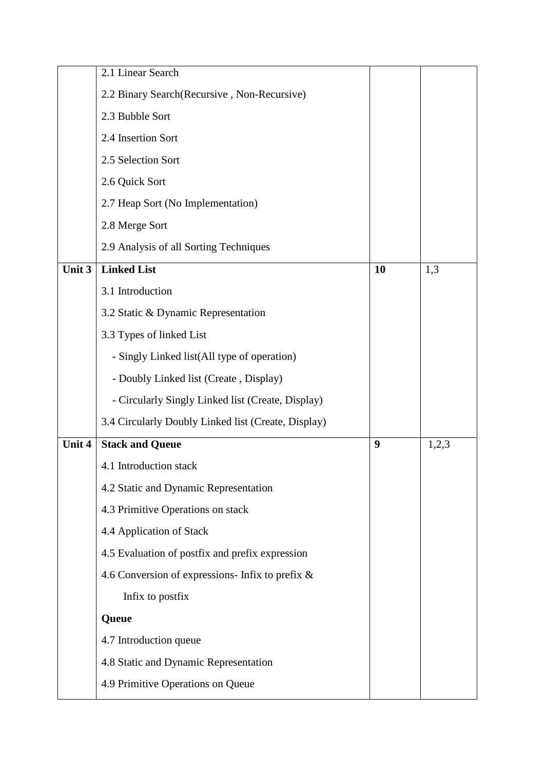| | | | |
|---|---|---|---|
| | 2.1 Linear Search<br>2.2 Binary Search(Recursive , Non-Recursive)<br>2.3 Bubble Sort<br>2.4 Insertion Sort<br>2.5 Selection Sort<br>2.6 Quick Sort<br>2.7 Heap Sort (No Implementation)<br>2.8 Merge Sort<br>2.9 Analysis of all Sorting Techniques | | |
| **Unit 3** | **Linked List**<br>3.1 Introduction<br>3.2 Static & Dynamic Representation<br>3.3 Types of linked List<br>- Singly Linked list(All type of operation)<br>- Doubly Linked list (Create , Display)<br>- Circularly Singly Linked list (Create, Display)<br>3.4 Circularly Doubly Linked list (Create, Display) | **10** | 1,3 |
| **Unit 4** | **Stack and Queue**<br>4.1 Introduction stack<br>4.2 Static and Dynamic Representation<br>4.3 Primitive Operations on stack<br>4.4 Application of Stack<br>4.5 Evaluation of postfix and prefix expression<br>4.6 Conversion of expressions- Infix to prefix & Infix to postfix<br>**Queue**<br>4.7 Introduction queue<br>4.8 Static and Dynamic Representation<br>4.9 Primitive Operations on Queue | **9** | 1,2,3 |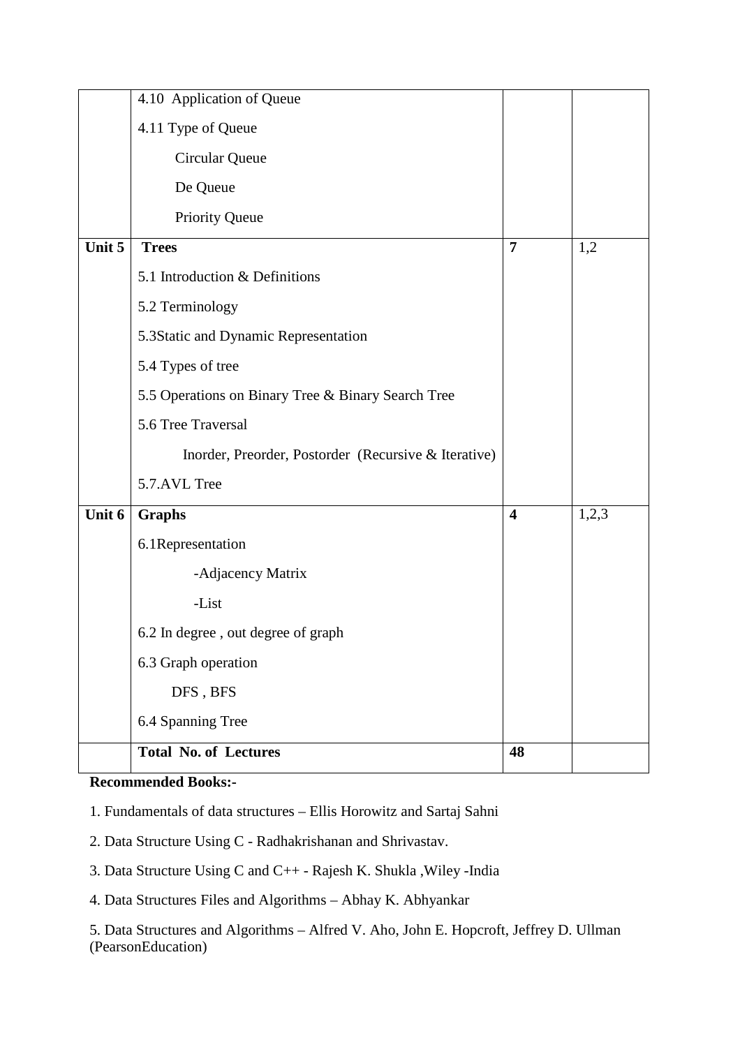| | | | |
|---|---|---|---|
| | 4.10 Application of Queue<br>4.11 Type of Queue<br>Circular Queue<br>De Queue<br>Priority Queue | | |
| **Unit 5** | **Trees**<br>5.1 Introduction & Definitions<br>5.2 Terminology<br>5.3Static and Dynamic Representation<br>5.4 Types of tree<br>5.5 Operations on Binary Tree & Binary Search Tree<br>5.6 Tree Traversal<br>Inorder, Preorder, Postorder (Recursive & Iterative)<br>5.7.AVL Tree | **7** | 1,2 |
| **Unit 6** | **Graphs**<br>6.1Representation<br>-Adjacency Matrix<br>-List<br>6.2 In degree , out degree of graph<br>6.3 Graph operation<br>DFS , BFS<br>6.4 Spanning Tree | **4** | 1,2,3 |
| | **Total No. of Lectures** | **48** | |

**Recommended Books:-**

1. Fundamentals of data structures – Ellis Horowitz and Sartaj Sahni

2. Data Structure Using C - Radhakrishanan and Shrivastav.

3. Data Structure Using C and C++ - Rajesh K. Shukla ,Wiley -India

4. Data Structures Files and Algorithms – Abhay K. Abhyankar

5. Data Structures and Algorithms – Alfred V. Aho, John E. Hopcroft, Jeffrey D. Ullman (PearsonEducation)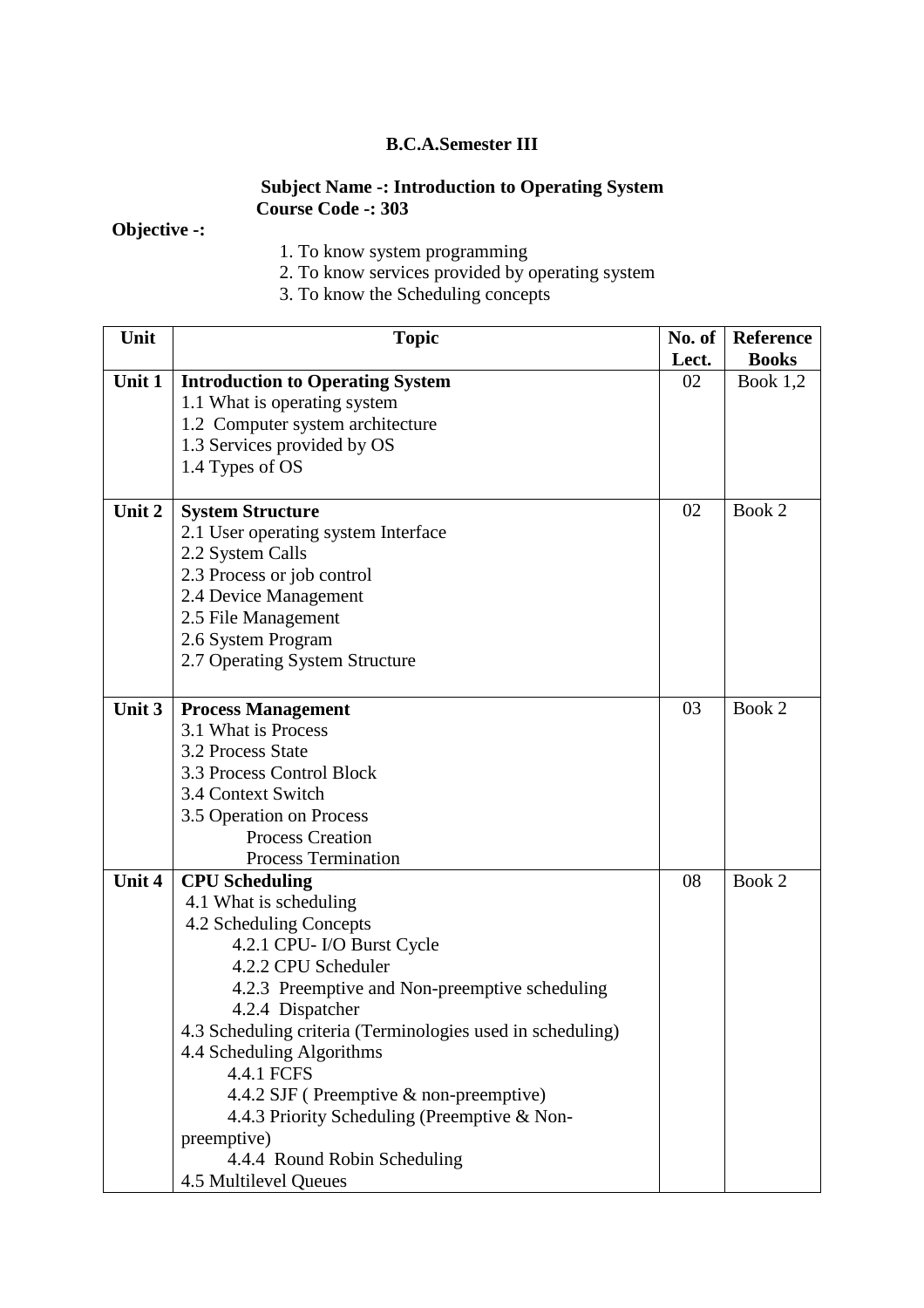**B.C.A.Semester III**

**Subject Name -: Introduction to Operating System**
**Course Code -: 303**

**Objective -:**

1. To know system programming
2. To know services provided by operating system
3. To know the Scheduling concepts

| Unit | Topic | No. of Lect. | Reference Books |
|---|---|---|---|
| **Unit 1** | **Introduction to Operating System**<br>1.1 What is operating system<br>1.2 Computer system architecture<br>1.3 Services provided by OS<br>1.4 Types of OS | 02 | Book 1,2 |
| **Unit 2** | **System Structure**<br>2.1 User operating system Interface<br>2.2 System Calls<br>2.3 Process or job control<br>2.4 Device Management<br>2.5 File Management<br>2.6 System Program<br>2.7 Operating System Structure | 02 | Book 2 |
| **Unit 3** | **Process Management**<br>3.1 What is Process<br>3.2 Process State<br>3.3 Process Control Block<br>3.4 Context Switch<br>3.5 Operation on Process<br>Process Creation<br>Process Termination | 03 | Book 2 |
| **Unit 4** | **CPU Scheduling**<br>4.1 What is scheduling<br>4.2 Scheduling Concepts<br>4.2.1 CPU- I/O Burst Cycle<br>4.2.2 CPU Scheduler<br>4.2.3 Preemptive and Non-preemptive scheduling<br>4.2.4 Dispatcher<br>4.3 Scheduling criteria (Terminologies used in scheduling)<br>4.4 Scheduling Algorithms<br>4.4.1 FCFS<br>4.4.2 SJF ( Preemptive & non-preemptive)<br>4.4.3 Priority Scheduling (Preemptive & Non-preemptive)<br>4.4.4 Round Robin Scheduling<br>4.5 Multilevel Queues | 08 | Book 2 |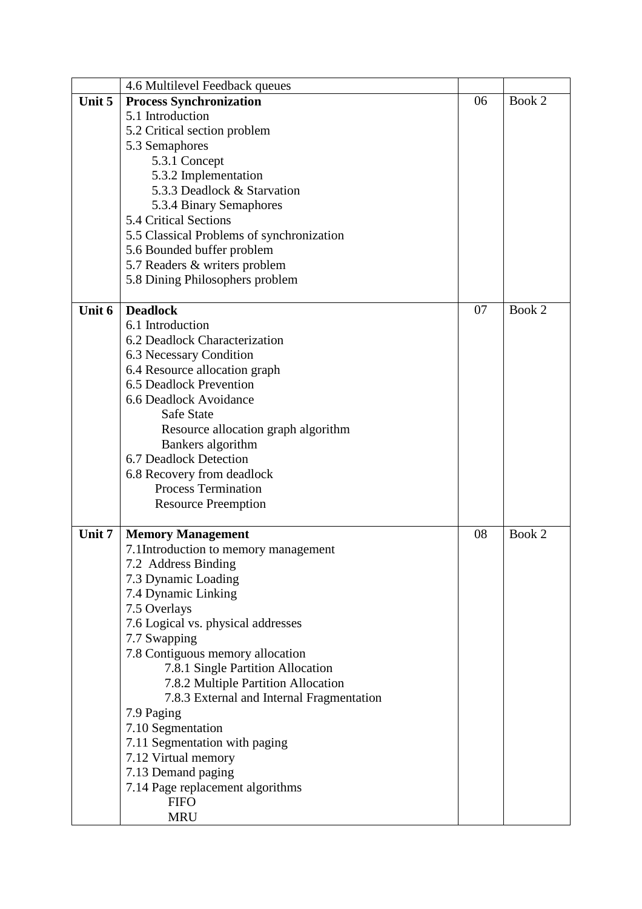| | | | |
|---|---|---|---|
| | 4.6 Multilevel Feedback queues | | |
| **Unit 5** | **Process Synchronization**<br>5.1 Introduction<br>5.2 Critical section problem<br>5.3 Semaphores<br>&nbsp;&nbsp;&nbsp;&nbsp;5.3.1 Concept<br>&nbsp;&nbsp;&nbsp;&nbsp;5.3.2 Implementation<br>&nbsp;&nbsp;&nbsp;&nbsp;5.3.3 Deadlock & Starvation<br>&nbsp;&nbsp;&nbsp;&nbsp;5.3.4 Binary Semaphores<br>5.4 Critical Sections<br>5.5 Classical Problems of synchronization<br>5.6 Bounded buffer problem<br>5.7 Readers & writers problem<br>5.8 Dining Philosophers problem | 06 | Book 2 |
| **Unit 6** | **Deadlock**<br>6.1 Introduction<br>6.2 Deadlock Characterization<br>6.3 Necessary Condition<br>6.4 Resource allocation graph<br>6.5 Deadlock Prevention<br>6.6 Deadlock Avoidance<br>&nbsp;&nbsp;&nbsp;&nbsp;Safe State<br>&nbsp;&nbsp;&nbsp;&nbsp;Resource allocation graph algorithm<br>&nbsp;&nbsp;&nbsp;&nbsp;Bankers algorithm<br>6.7 Deadlock Detection<br>6.8 Recovery from deadlock<br>&nbsp;&nbsp;&nbsp;&nbsp;Process Termination<br>&nbsp;&nbsp;&nbsp;&nbsp;Resource Preemption | 07 | Book 2 |
| **Unit 7** | **Memory Management**<br>7.1Introduction to memory management<br>7.2 Address Binding<br>7.3 Dynamic Loading<br>7.4 Dynamic Linking<br>7.5 Overlays<br>7.6 Logical vs. physical addresses<br>7.7 Swapping<br>7.8 Contiguous memory allocation<br>&nbsp;&nbsp;&nbsp;&nbsp;7.8.1 Single Partition Allocation<br>&nbsp;&nbsp;&nbsp;&nbsp;7.8.2 Multiple Partition Allocation<br>&nbsp;&nbsp;&nbsp;&nbsp;7.8.3 External and Internal Fragmentation<br>7.9 Paging<br>7.10 Segmentation<br>7.11 Segmentation with paging<br>7.12 Virtual memory<br>7.13 Demand paging<br>7.14 Page replacement algorithms<br>&nbsp;&nbsp;&nbsp;&nbsp;FIFO<br>&nbsp;&nbsp;&nbsp;&nbsp;MRU | 08 | Book 2 |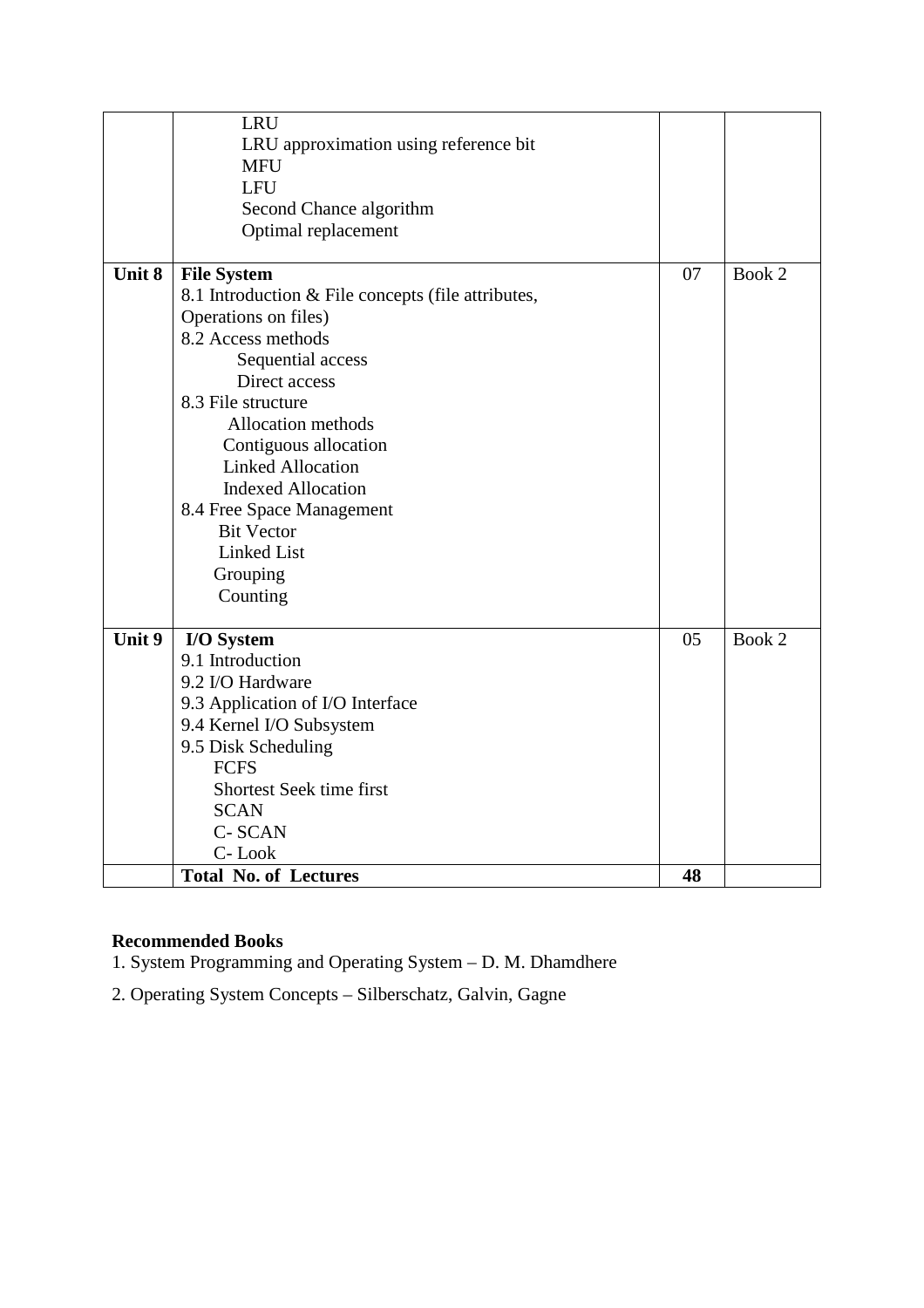| | | | |
|---|---|---|---|
| | LRU<br>LRU approximation using reference bit<br>MFU<br>LFU<br>Second Chance algorithm<br>Optimal replacement | | |
| **Unit 8** | **File System**<br>8.1 Introduction & File concepts (file attributes, Operations on files)<br>8.2 Access methods<br>Sequential access<br>Direct access<br>8.3 File structure<br>Allocation methods<br>Contiguous allocation<br>Linked Allocation<br>Indexed Allocation<br>8.4 Free Space Management<br>Bit Vector<br>Linked List<br>Grouping<br>Counting | 07 | Book 2 |
| **Unit 9** | **I/O System**<br>9.1 Introduction<br>9.2 I/O Hardware<br>9.3 Application of I/O Interface<br>9.4 Kernel I/O Subsystem<br>9.5 Disk Scheduling<br>FCFS<br>Shortest Seek time first<br>SCAN<br>C- SCAN<br>C- Look | 05 | Book 2 |
| | **Total No. of Lectures** | **48** | |

**Recommended Books**

1. System Programming and Operating System – D. M. Dhamdhere
2. Operating System Concepts – Silberschatz, Galvin, Gagne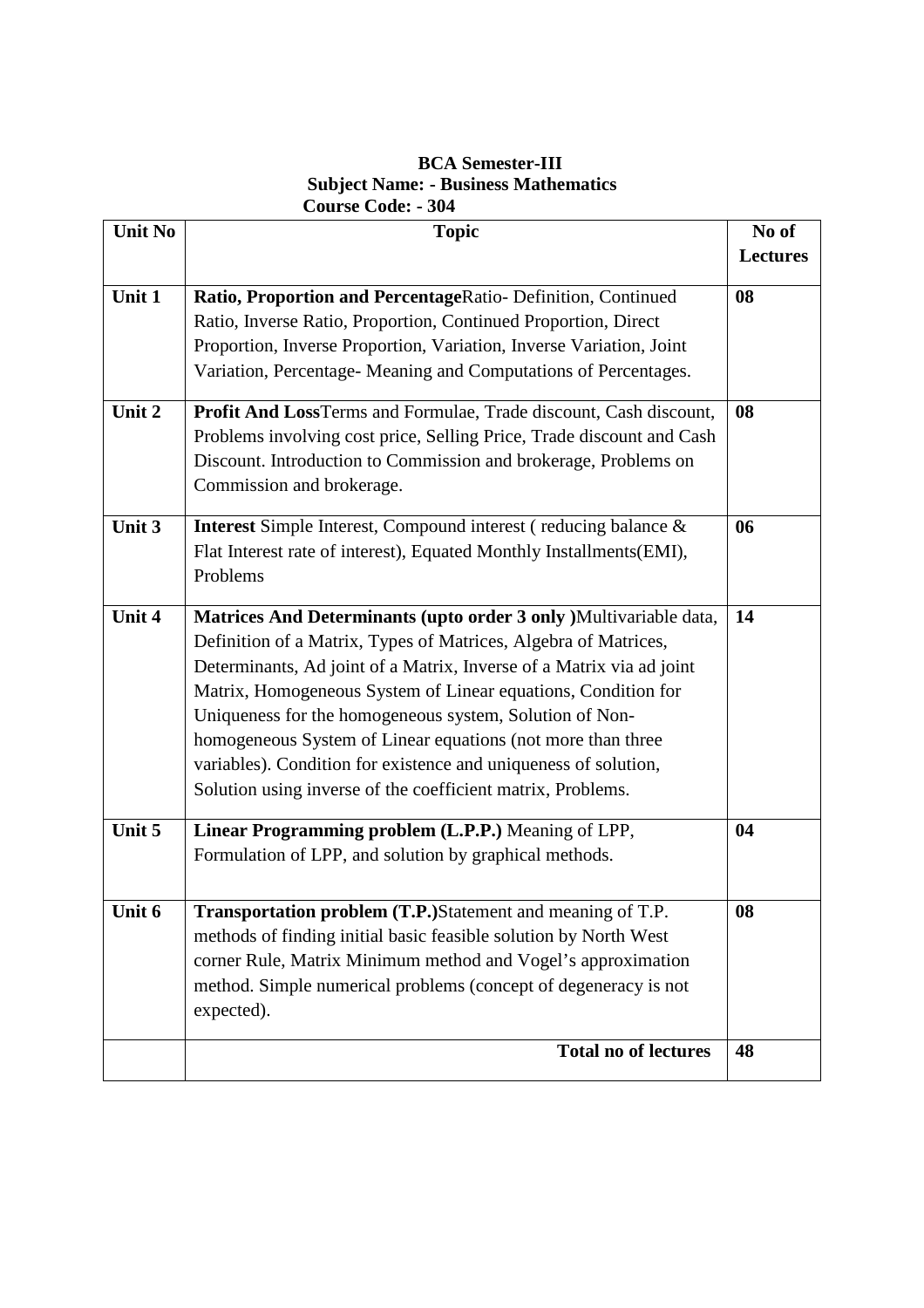**BCA Semester-III**
**Subject Name: - Business Mathematics**
**Course Code: - 304**

| Unit No | Topic | No of Lectures |
|---|---|---|
| Unit 1 | **Ratio, Proportion and Percentage**Ratio- Definition, Continued Ratio, Inverse Ratio, Proportion, Continued Proportion, Direct Proportion, Inverse Proportion, Variation, Inverse Variation, Joint Variation, Percentage- Meaning and Computations of Percentages. | 08 |
| Unit 2 | **Profit And Loss**Terms and Formulae, Trade discount, Cash discount, Problems involving cost price, Selling Price, Trade discount and Cash Discount. Introduction to Commission and brokerage, Problems on Commission and brokerage. | 08 |
| Unit 3 | **Interest** Simple Interest, Compound interest ( reducing balance & Flat Interest rate of interest), Equated Monthly Installments(EMI), Problems | 06 |
| Unit 4 | **Matrices And Determinants (upto order 3 only )**Multivariable data, Definition of a Matrix, Types of Matrices, Algebra of Matrices, Determinants, Ad joint of a Matrix, Inverse of a Matrix via ad joint Matrix, Homogeneous System of Linear equations, Condition for Uniqueness for the homogeneous system, Solution of Non-homogeneous System of Linear equations (not more than three variables). Condition for existence and uniqueness of solution, Solution using inverse of the coefficient matrix, Problems. | 14 |
| Unit 5 | **Linear Programming problem (L.P.P.)** Meaning of LPP, Formulation of LPP, and solution by graphical methods. | 04 |
| Unit 6 | **Transportation problem (T.P.)**Statement and meaning of T.P. methods of finding initial basic feasible solution by North West corner Rule, Matrix Minimum method and Vogel's approximation method. Simple numerical problems (concept of degeneracy is not expected). | 08 |
| | **Total no of lectures** | 48 |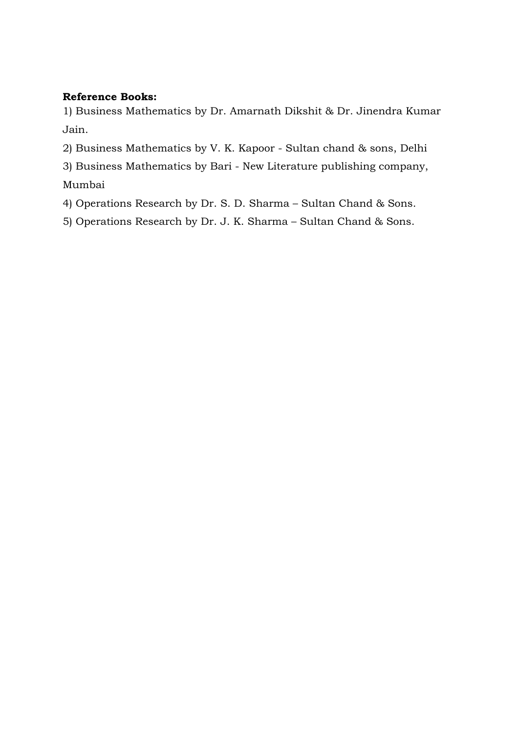**Reference Books:**

1) Business Mathematics by Dr. Amarnath Dikshit & Dr. Jinendra Kumar Jain.
2) Business Mathematics by V. K. Kapoor - Sultan chand & sons, Delhi
3) Business Mathematics by Bari - New Literature publishing company, Mumbai
4) Operations Research by Dr. S. D. Sharma – Sultan Chand & Sons.
5) Operations Research by Dr. J. K. Sharma – Sultan Chand & Sons.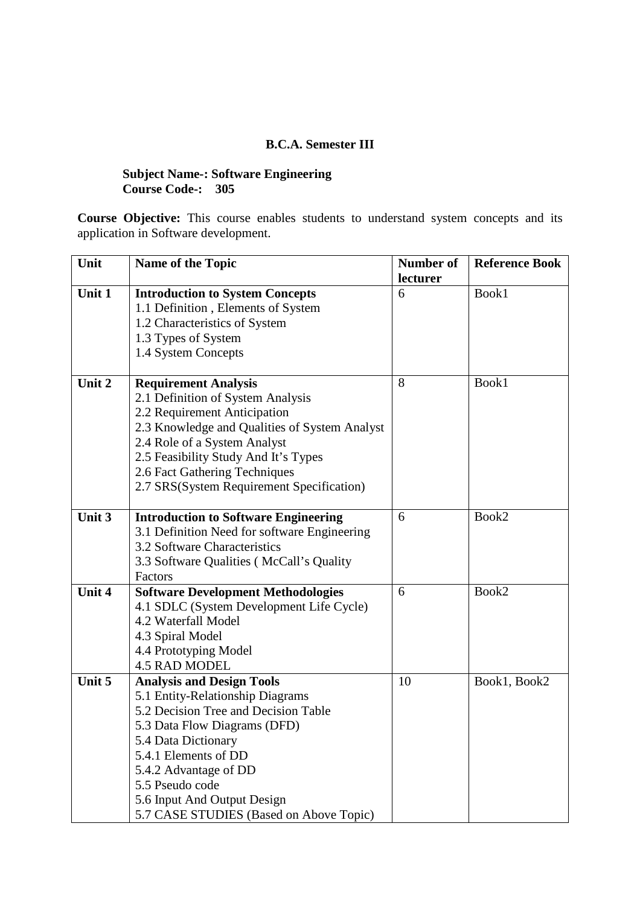**B.C.A. Semester III**

**Subject Name-: Software Engineering**
**Course Code-: 305**

**Course Objective:** This course enables students to understand system concepts and its application in Software development.

| Unit | Name of the Topic | Number of lecturer | Reference Book |
|---|---|---|---|
| **Unit 1** | **Introduction to System Concepts**<br>1.1 Definition , Elements of System<br>1.2 Characteristics of System<br>1.3 Types of System<br>1.4 System Concepts | 6 | Book1 |
| **Unit 2** | **Requirement Analysis**<br>2.1 Definition of System Analysis<br>2.2 Requirement Anticipation<br>2.3 Knowledge and Qualities of System Analyst<br>2.4 Role of a System Analyst<br>2.5 Feasibility Study And It's Types<br>2.6 Fact Gathering Techniques<br>2.7 SRS(System Requirement Specification) | 8 | Book1 |
| **Unit 3** | **Introduction to Software Engineering**<br>3.1 Definition Need for software Engineering<br>3.2 Software Characteristics<br>3.3 Software Qualities ( McCall's Quality Factors | 6 | Book2 |
| **Unit 4** | **Software Development Methodologies**<br>4.1 SDLC (System Development Life Cycle)<br>4.2 Waterfall Model<br>4.3 Spiral Model<br>4.4 Prototyping Model<br>4.5 RAD MODEL | 6 | Book2 |
| **Unit 5** | **Analysis and Design Tools**<br>5.1 Entity-Relationship Diagrams<br>5.2 Decision Tree and Decision Table<br>5.3 Data Flow Diagrams (DFD)<br>5.4 Data Dictionary<br>5.4.1 Elements of DD<br>5.4.2 Advantage of DD<br>5.5 Pseudo code<br>5.6 Input And Output Design<br>5.7 CASE STUDIES (Based on Above Topic) | 10 | Book1, Book2 |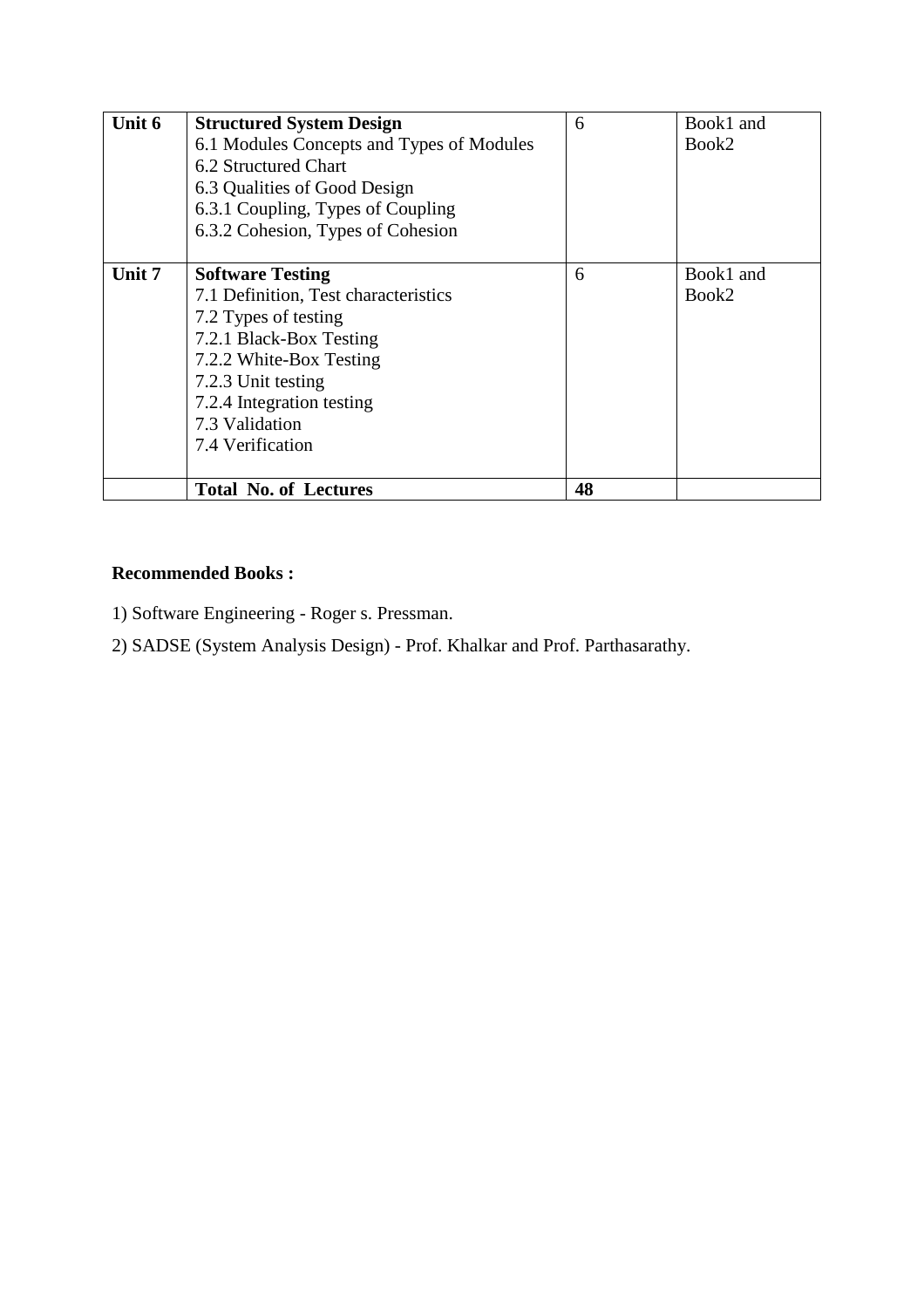| Unit 6 | **Structured System Design**<br>6.1 Modules Concepts and Types of Modules<br>6.2 Structured Chart<br>6.3 Qualities of Good Design<br>6.3.1 Coupling, Types of Coupling<br>6.3.2 Cohesion, Types of Cohesion | 6 | Book1 and Book2 |
|---|---|---|---|
| **Unit 7** | **Software Testing**<br>7.1 Definition, Test characteristics<br>7.2 Types of testing<br>7.2.1 Black-Box Testing<br>7.2.2 White-Box Testing<br>7.2.3 Unit testing<br>7.2.4 Integration testing<br>7.3 Validation<br>7.4 Verification | 6 | Book1 and Book2 |
| | **Total No. of Lectures** | **48** | |

**Recommended Books :**

1) Software Engineering - Roger s. Pressman.

2) SADSE (System Analysis Design) - Prof. Khalkar and Prof. Parthasarathy.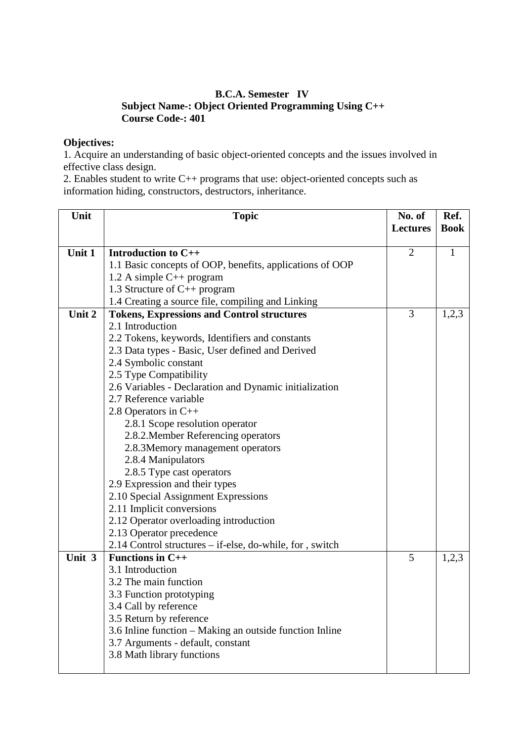**B.C.A. Semester IV**

**Subject Name-: Object Oriented Programming Using C++**

**Course Code-: 401**

**Objectives:**

1. Acquire an understanding of basic object-oriented concepts and the issues involved in effective class design.
2. Enables student to write C++ programs that use: object-oriented concepts such as information hiding, constructors, destructors, inheritance.

| Unit | Topic | No. of Lectures | Ref. Book |
|---|---|---|---|
| Unit 1 | **Introduction to C++**<br>1.1 Basic concepts of OOP, benefits, applications of OOP<br>1.2 A simple C++ program<br>1.3 Structure of C++ program<br>1.4 Creating a source file, compiling and Linking | 2 | 1 |
| Unit 2 | **Tokens, Expressions and Control structures**<br>2.1 Introduction<br>2.2 Tokens, keywords, Identifiers and constants<br>2.3 Data types - Basic, User defined and Derived<br>2.4 Symbolic constant<br>2.5 Type Compatibility<br>2.6 Variables - Declaration and Dynamic initialization<br>2.7 Reference variable<br>2.8 Operators in C++<br>2.8.1 Scope resolution operator<br>2.8.2.Member Referencing operators<br>2.8.3Memory management operators<br>2.8.4 Manipulators<br>2.8.5 Type cast operators<br>2.9 Expression and their types<br>2.10 Special Assignment Expressions<br>2.11 Implicit conversions<br>2.12 Operator overloading introduction<br>2.13 Operator precedence<br>2.14 Control structures – if-else, do-while, for , switch | 3 | 1,2,3 |
| Unit 3 | **Functions in C++**<br>3.1 Introduction<br>3.2 The main function<br>3.3 Function prototyping<br>3.4 Call by reference<br>3.5 Return by reference<br>3.6 Inline function – Making an outside function Inline<br>3.7 Arguments - default, constant<br>3.8 Math library functions | 5 | 1,2,3 |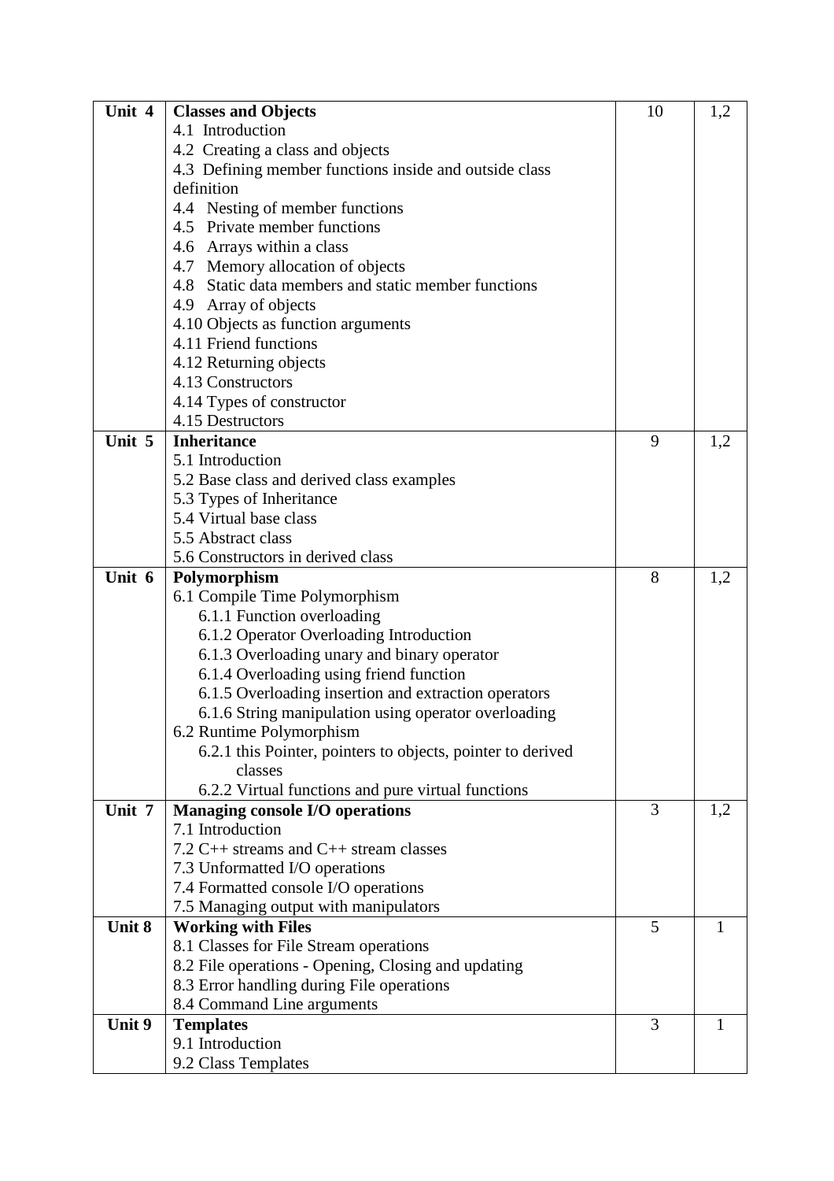| Unit 4 | **Classes and Objects**<br>4.1 Introduction<br>4.2 Creating a class and objects<br>4.3 Defining member functions inside and outside class definition<br>4.4 Nesting of member functions<br>4.5 Private member functions<br>4.6 Arrays within a class<br>4.7 Memory allocation of objects<br>4.8 Static data members and static member functions<br>4.9 Array of objects<br>4.10 Objects as function arguments<br>4.11 Friend functions<br>4.12 Returning objects<br>4.13 Constructors<br>4.14 Types of constructor<br>4.15 Destructors | 10 | 1,2 |
|---|---|---|---|
| Unit 5 | **Inheritance**<br>5.1 Introduction<br>5.2 Base class and derived class examples<br>5.3 Types of Inheritance<br>5.4 Virtual base class<br>5.5 Abstract class<br>5.6 Constructors in derived class | 9 | 1,2 |
| Unit 6 | **Polymorphism**<br>6.1 Compile Time Polymorphism<br>6.1.1 Function overloading<br>6.1.2 Operator Overloading Introduction<br>6.1.3 Overloading unary and binary operator<br>6.1.4 Overloading using friend function<br>6.1.5 Overloading insertion and extraction operators<br>6.1.6 String manipulation using operator overloading<br>6.2 Runtime Polymorphism<br>6.2.1 this Pointer, pointers to objects, pointer to derived classes<br>6.2.2 Virtual functions and pure virtual functions | 8 | 1,2 |
| Unit 7 | **Managing console I/O operations**<br>7.1 Introduction<br>7.2 C++ streams and C++ stream classes<br>7.3 Unformatted I/O operations<br>7.4 Formatted console I/O operations<br>7.5 Managing output with manipulators | 3 | 1,2 |
| **Unit 8** | **Working with Files**<br>8.1 Classes for File Stream operations<br>8.2 File operations - Opening, Closing and updating<br>8.3 Error handling during File operations<br>8.4 Command Line arguments | 5 | 1 |
| **Unit 9** | **Templates**<br>9.1 Introduction<br>9.2 Class Templates | 3 | 1 |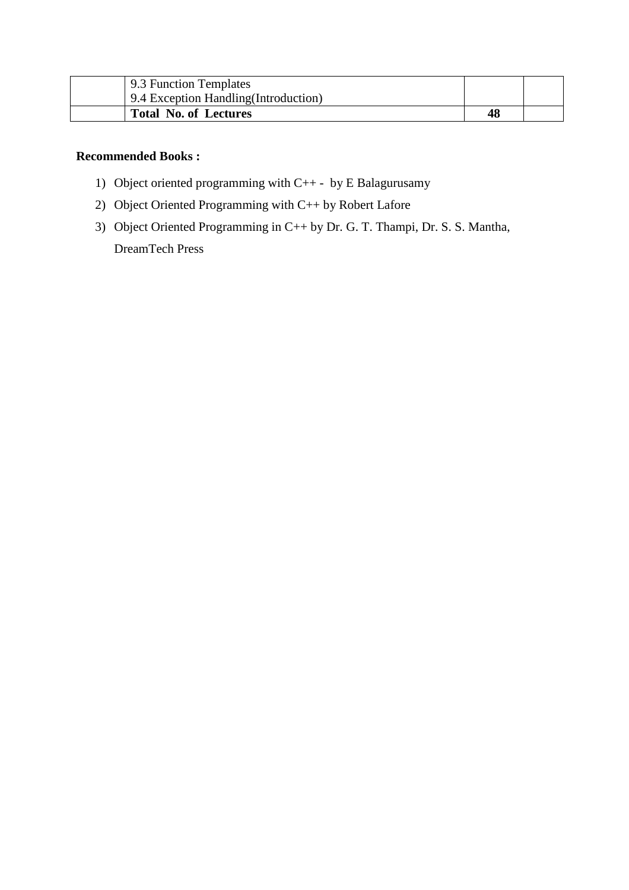| | 9.3 Function Templates<br>9.4 Exception Handling(Introduction) | | |
|---|---|---|---|
| | **Total No. of Lectures** | **48** | |

**Recommended Books :**

1) Object oriented programming with C++ - by E Balagurusamy
2) Object Oriented Programming with C++ by Robert Lafore
3) Object Oriented Programming in C++ by Dr. G. T. Thampi, Dr. S. S. Mantha, DreamTech Press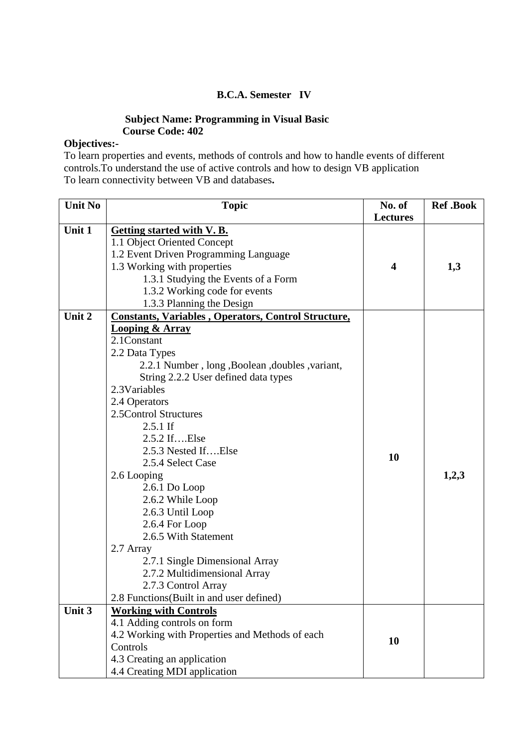**B.C.A. Semester IV**

**Subject Name: Programming in Visual Basic**
**Course Code: 402**

**Objectives:-**
To learn properties and events, methods of controls and how to handle events of different controls.To understand the use of active controls and how to design VB application
To learn connectivity between VB and databases**.**

| Unit No | Topic | No. of Lectures | Ref .Book |
|---|---|---|---|
| **Unit 1** | **Getting started with V. B.**<br>1.1 Object Oriented Concept<br>1.2 Event Driven Programming Language<br>1.3 Working with properties<br>1.3.1 Studying the Events of a Form<br>1.3.2 Working code for events<br>1.3.3 Planning the Design | **4** | **1,3** |
| **Unit 2** | **Constants, Variables , Operators, Control Structure, Looping & Array**<br>2.1Constant<br>2.2 Data Types<br>2.2.1 Number , long ,Boolean ,doubles ,variant, String 2.2.2 User defined data types<br>2.3Variables<br>2.4 Operators<br>2.5Control Structures<br>2.5.1 If<br>2.5.2 If….Else<br>2.5.3 Nested If….Else<br>2.5.4 Select Case<br>2.6 Looping<br>2.6.1 Do Loop<br>2.6.2 While Loop<br>2.6.3 Until Loop<br>2.6.4 For Loop<br>2.6.5 With Statement<br>2.7 Array<br>2.7.1 Single Dimensional Array<br>2.7.2 Multidimensional Array<br>2.7.3 Control Array<br>2.8 Functions(Built in and user defined) | **10** | **1,2,3** |
| **Unit 3** | **Working with Controls**<br>4.1 Adding controls on form<br>4.2 Working with Properties and Methods of each Controls<br>4.3 Creating an application<br>4.4 Creating MDI application | **10** | |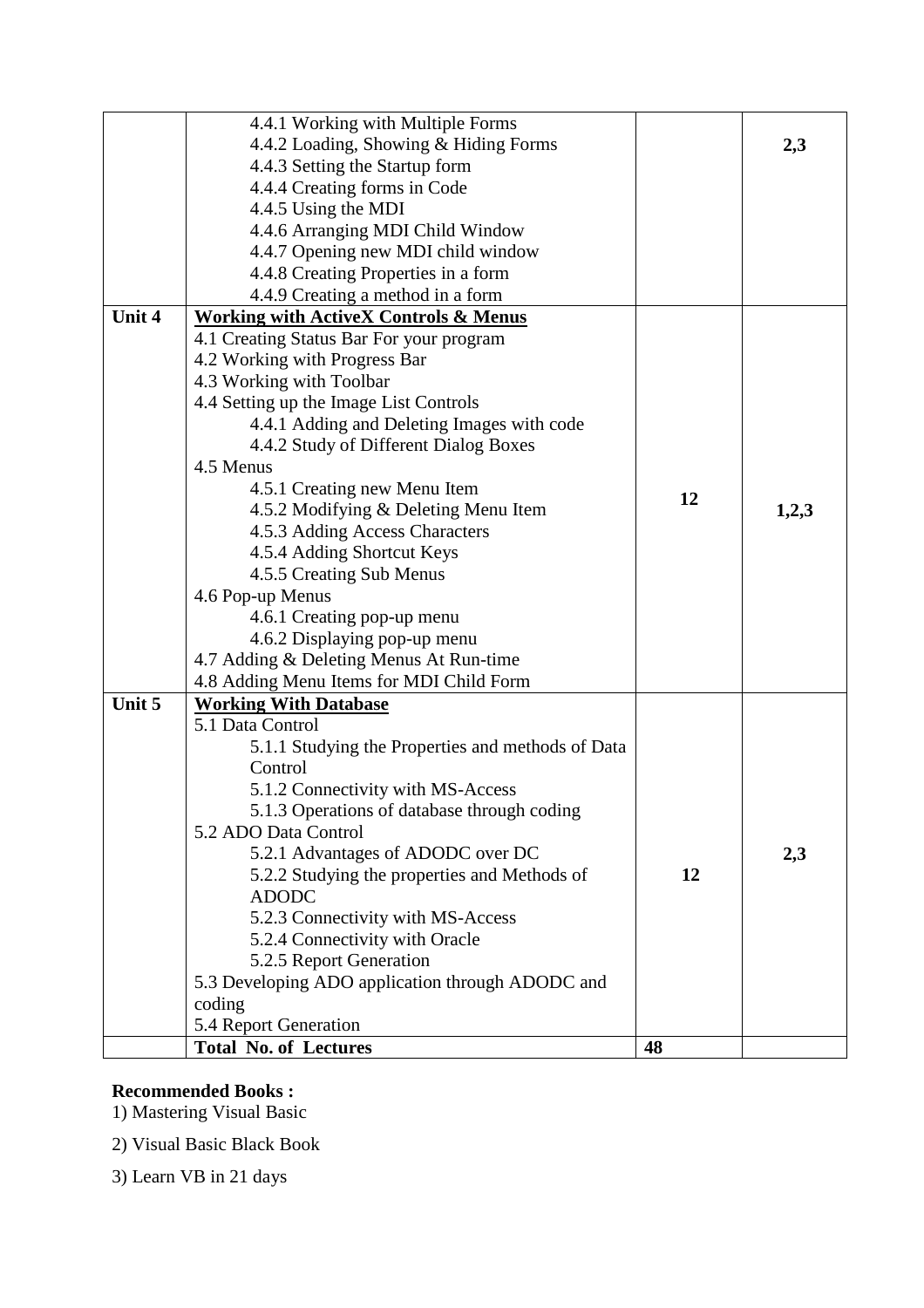| | | | |
|---|---|---|---|
| | 4.4.1 Working with Multiple Forms<br>4.4.2 Loading, Showing & Hiding Forms<br>4.4.3 Setting the Startup form<br>4.4.4 Creating forms in Code<br>4.4.5 Using the MDI<br>4.4.6 Arranging MDI Child Window<br>4.4.7 Opening new MDI child window<br>4.4.8 Creating Properties in a form<br>4.4.9 Creating a method in a form | | **2,3** |
| **Unit 4** | **<u>Working with ActiveX Controls & Menus</u>**<br>4.1 Creating Status Bar For your program<br>4.2 Working with Progress Bar<br>4.3 Working with Toolbar<br>4.4 Setting up the Image List Controls<br>4.4.1 Adding and Deleting Images with code<br>4.4.2 Study of Different Dialog Boxes<br>4.5 Menus<br>4.5.1 Creating new Menu Item<br>4.5.2 Modifying & Deleting Menu Item<br>4.5.3 Adding Access Characters<br>4.5.4 Adding Shortcut Keys<br>4.5.5 Creating Sub Menus<br>4.6 Pop-up Menus<br>4.6.1 Creating pop-up menu<br>4.6.2 Displaying pop-up menu<br>4.7 Adding & Deleting Menus At Run-time<br>4.8 Adding Menu Items for MDI Child Form | **12** | **1,2,3** |
| **Unit 5** | **<u>Working With Database</u>**<br>5.1 Data Control<br>5.1.1 Studying the Properties and methods of Data Control<br>5.1.2 Connectivity with MS-Access<br>5.1.3 Operations of database through coding<br>5.2 ADO Data Control<br>5.2.1 Advantages of ADODC over DC<br>5.2.2 Studying the properties and Methods of ADODC<br>5.2.3 Connectivity with MS-Access<br>5.2.4 Connectivity with Oracle<br>5.2.5 Report Generation<br>5.3 Developing ADO application through ADODC and coding<br>5.4 Report Generation | **12** | **2,3** |
| | **Total No. of Lectures** | **48** | |

**Recommended Books :**

1) Mastering Visual Basic

2) Visual Basic Black Book

3) Learn VB in 21 days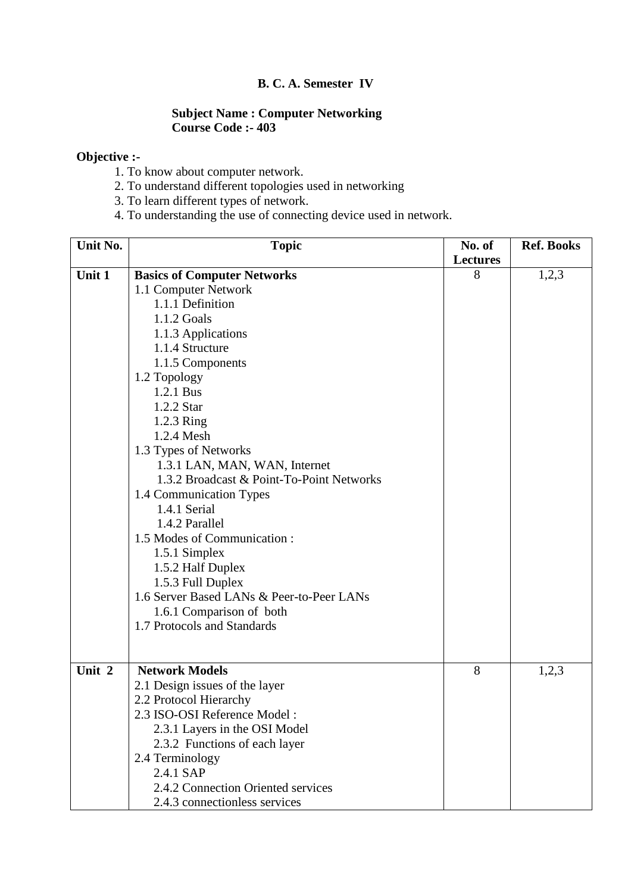**B. C. A. Semester IV**

**Subject Name : Computer Networking**
**Course Code :- 403**

**Objective :-**

1. To know about computer network.
2. To understand different topologies used in networking
3. To learn different types of network.
4. To understanding the use of connecting device used in network.

| Unit No. | Topic | No. of Lectures | Ref. Books |
|---|---|---|---|
| **Unit 1** | **Basics of Computer Networks**<br>1.1 Computer Network<br>1.1.1 Definition<br>1.1.2 Goals<br>1.1.3 Applications<br>1.1.4 Structure<br>1.1.5 Components<br>1.2 Topology<br>1.2.1 Bus<br>1.2.2 Star<br>1.2.3 Ring<br>1.2.4 Mesh<br>1.3 Types of Networks<br>1.3.1 LAN, MAN, WAN, Internet<br>1.3.2 Broadcast & Point-To-Point Networks<br>1.4 Communication Types<br>1.4.1 Serial<br>1.4.2 Parallel<br>1.5 Modes of Communication :<br>1.5.1 Simplex<br>1.5.2 Half Duplex<br>1.5.3 Full Duplex<br>1.6 Server Based LANs & Peer-to-Peer LANs<br>1.6.1 Comparison of both<br>1.7 Protocols and Standards | 8 | 1,2,3 |
| **Unit 2** | **Network Models**<br>2.1 Design issues of the layer<br>2.2 Protocol Hierarchy<br>2.3 ISO-OSI Reference Model :<br>2.3.1 Layers in the OSI Model<br>2.3.2 Functions of each layer<br>2.4 Terminology<br>2.4.1 SAP<br>2.4.2 Connection Oriented services<br>2.4.3 connectionless services | 8 | 1,2,3 |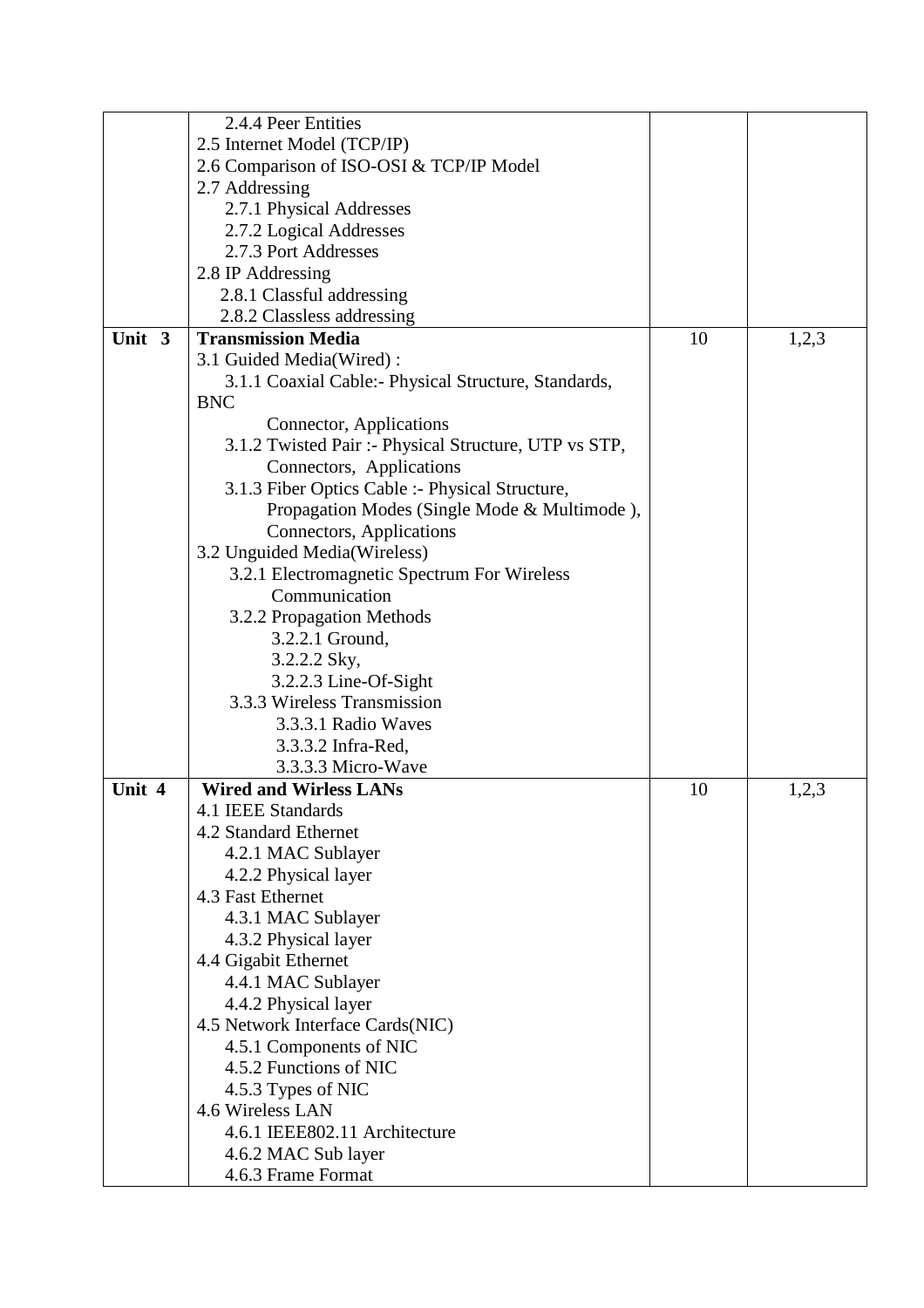| | | | |
|---|---|---|---|
| | 2.4.4 Peer Entities<br>2.5 Internet Model (TCP/IP)<br>2.6 Comparison of ISO-OSI & TCP/IP Model<br>2.7 Addressing<br>2.7.1 Physical Addresses<br>2.7.2 Logical Addresses<br>2.7.3 Port Addresses<br>2.8 IP Addressing<br>2.8.1 Classful addressing<br>2.8.2 Classless addressing | | |
| **Unit 3** | **Transmission Media**<br>3.1 Guided Media(Wired) :<br>3.1.1 Coaxial Cable:- Physical Structure, Standards, BNC Connector, Applications<br>3.1.2 Twisted Pair :- Physical Structure, UTP vs STP, Connectors, Applications<br>3.1.3 Fiber Optics Cable :- Physical Structure, Propagation Modes (Single Mode & Multimode ), Connectors, Applications<br>3.2 Unguided Media(Wireless)<br>3.2.1 Electromagnetic Spectrum For Wireless Communication<br>3.2.2 Propagation Methods<br>3.2.2.1 Ground,<br>3.2.2.2 Sky,<br>3.2.2.3 Line-Of-Sight<br>3.3.3 Wireless Transmission<br>3.3.3.1 Radio Waves<br>3.3.3.2 Infra-Red,<br>3.3.3.3 Micro-Wave | 10 | 1,2,3 |
| **Unit 4** | **Wired and Wirless LANs**<br>4.1 IEEE Standards<br>4.2 Standard Ethernet<br>4.2.1 MAC Sublayer<br>4.2.2 Physical layer<br>4.3 Fast Ethernet<br>4.3.1 MAC Sublayer<br>4.3.2 Physical layer<br>4.4 Gigabit Ethernet<br>4.4.1 MAC Sublayer<br>4.4.2 Physical layer<br>4.5 Network Interface Cards(NIC)<br>4.5.1 Components of NIC<br>4.5.2 Functions of NIC<br>4.5.3 Types of NIC<br>4.6 Wireless LAN<br>4.6.1 IEEE802.11 Architecture<br>4.6.2 MAC Sub layer<br>4.6.3 Frame Format | 10 | 1,2,3 |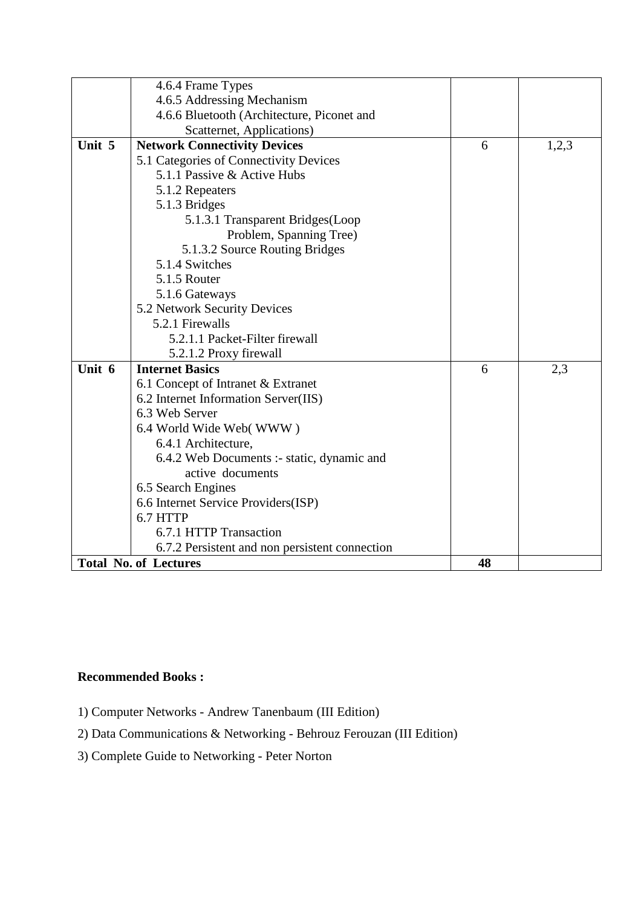| | | | |
|---|---|---|---|
| | 4.6.4 Frame Types<br>4.6.5 Addressing Mechanism<br>4.6.6 Bluetooth (Architecture, Piconet and Scatternet, Applications) | | |
| **Unit 5** | **Network Connectivity Devices**<br>5.1 Categories of Connectivity Devices<br>5.1.1 Passive & Active Hubs<br>5.1.2 Repeaters<br>5.1.3 Bridges<br>5.1.3.1 Transparent Bridges(Loop Problem, Spanning Tree)<br>5.1.3.2 Source Routing Bridges<br>5.1.4 Switches<br>5.1.5 Router<br>5.1.6 Gateways<br>5.2 Network Security Devices<br>5.2.1 Firewalls<br>5.2.1.1 Packet-Filter firewall<br>5.2.1.2 Proxy firewall | 6 | 1,2,3 |
| **Unit 6** | **Internet Basics**<br>6.1 Concept of Intranet & Extranet<br>6.2 Internet Information Server(IIS)<br>6.3 Web Server<br>6.4 World Wide Web( WWW )<br>6.4.1 Architecture,<br>6.4.2 Web Documents :- static, dynamic and active documents<br>6.5 Search Engines<br>6.6 Internet Service Providers(ISP)<br>6.7 HTTP<br>6.7.1 HTTP Transaction<br>6.7.2 Persistent and non persistent connection | 6 | 2,3 |
| **Total No. of Lectures** | | **48** | |

**Recommended Books :**

1) Computer Networks - Andrew Tanenbaum (III Edition)

2) Data Communications & Networking - Behrouz Ferouzan (III Edition)

3) Complete Guide to Networking - Peter Norton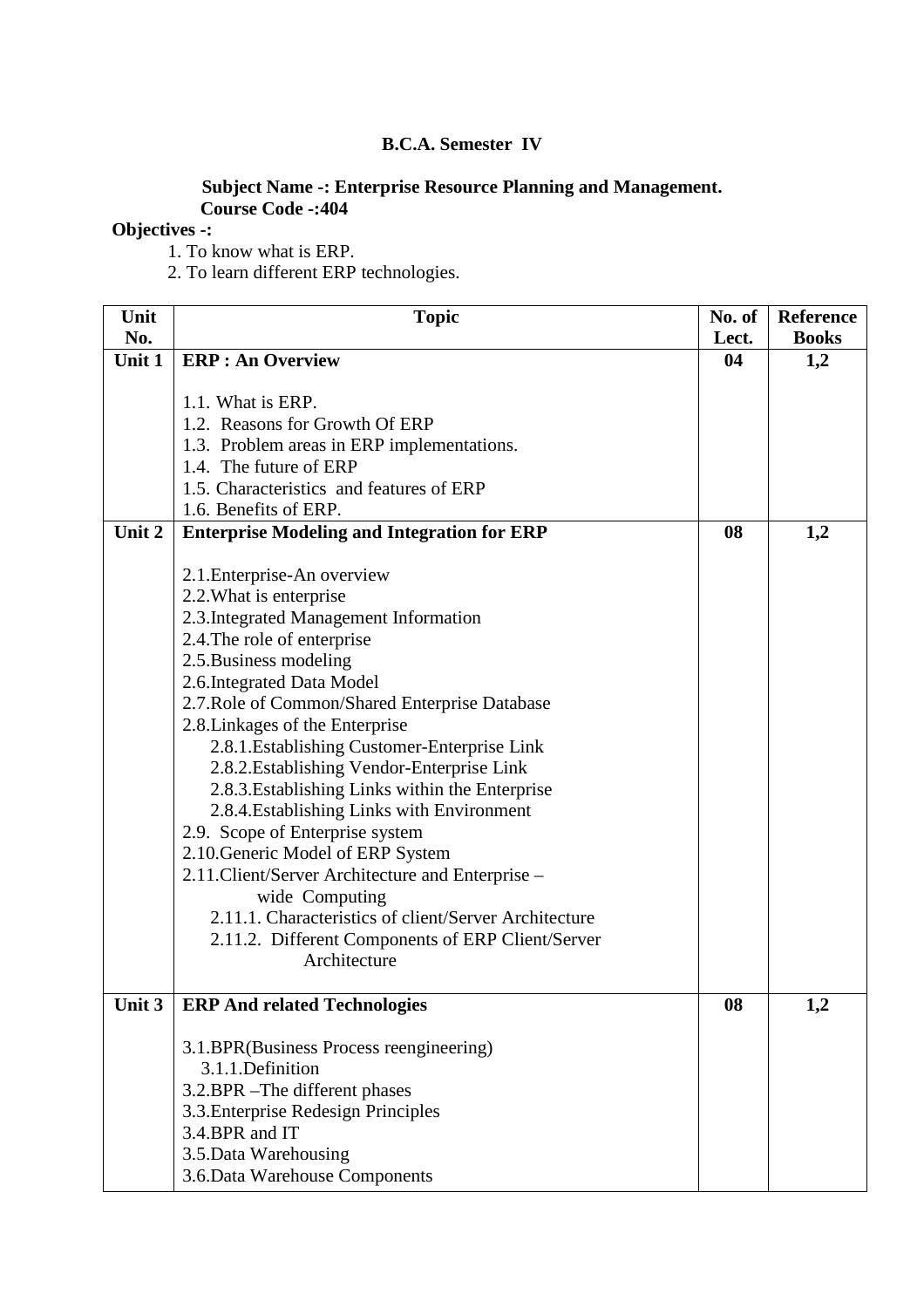**B.C.A. Semester IV**

**Subject Name -: Enterprise Resource Planning and Management.**
**Course Code -:404**

**Objectives -:**

1. To know what is ERP.
2. To learn different ERP technologies.

| Unit No. | Topic | No. of Lect. | Reference Books |
|---|---|---|---|
| **Unit 1** | **ERP : An Overview**<br><br>1.1. What is ERP.<br>1.2. Reasons for Growth Of ERP<br>1.3. Problem areas in ERP implementations.<br>1.4. The future of ERP<br>1.5. Characteristics and features of ERP<br>1.6. Benefits of ERP. | **04** | **1,2** |
| **Unit 2** | **Enterprise Modeling and Integration for ERP**<br><br>2.1.Enterprise-An overview<br>2.2.What is enterprise<br>2.3.Integrated Management Information<br>2.4.The role of enterprise<br>2.5.Business modeling<br>2.6.Integrated Data Model<br>2.7.Role of Common/Shared Enterprise Database<br>2.8.Linkages of the Enterprise<br>2.8.1.Establishing Customer-Enterprise Link<br>2.8.2.Establishing Vendor-Enterprise Link<br>2.8.3.Establishing Links within the Enterprise<br>2.8.4.Establishing Links with Environment<br>2.9. Scope of Enterprise system<br>2.10.Generic Model of ERP System<br>2.11.Client/Server Architecture and Enterprise – wide Computing<br>2.11.1. Characteristics of client/Server Architecture<br>2.11.2. Different Components of ERP Client/Server Architecture | **08** | **1,2** |
| **Unit 3** | **ERP And related Technologies**<br><br>3.1.BPR(Business Process reengineering)<br>3.1.1.Definition<br>3.2.BPR –The different phases<br>3.3.Enterprise Redesign Principles<br>3.4.BPR and IT<br>3.5.Data Warehousing<br>3.6.Data Warehouse Components | **08** | **1,2** |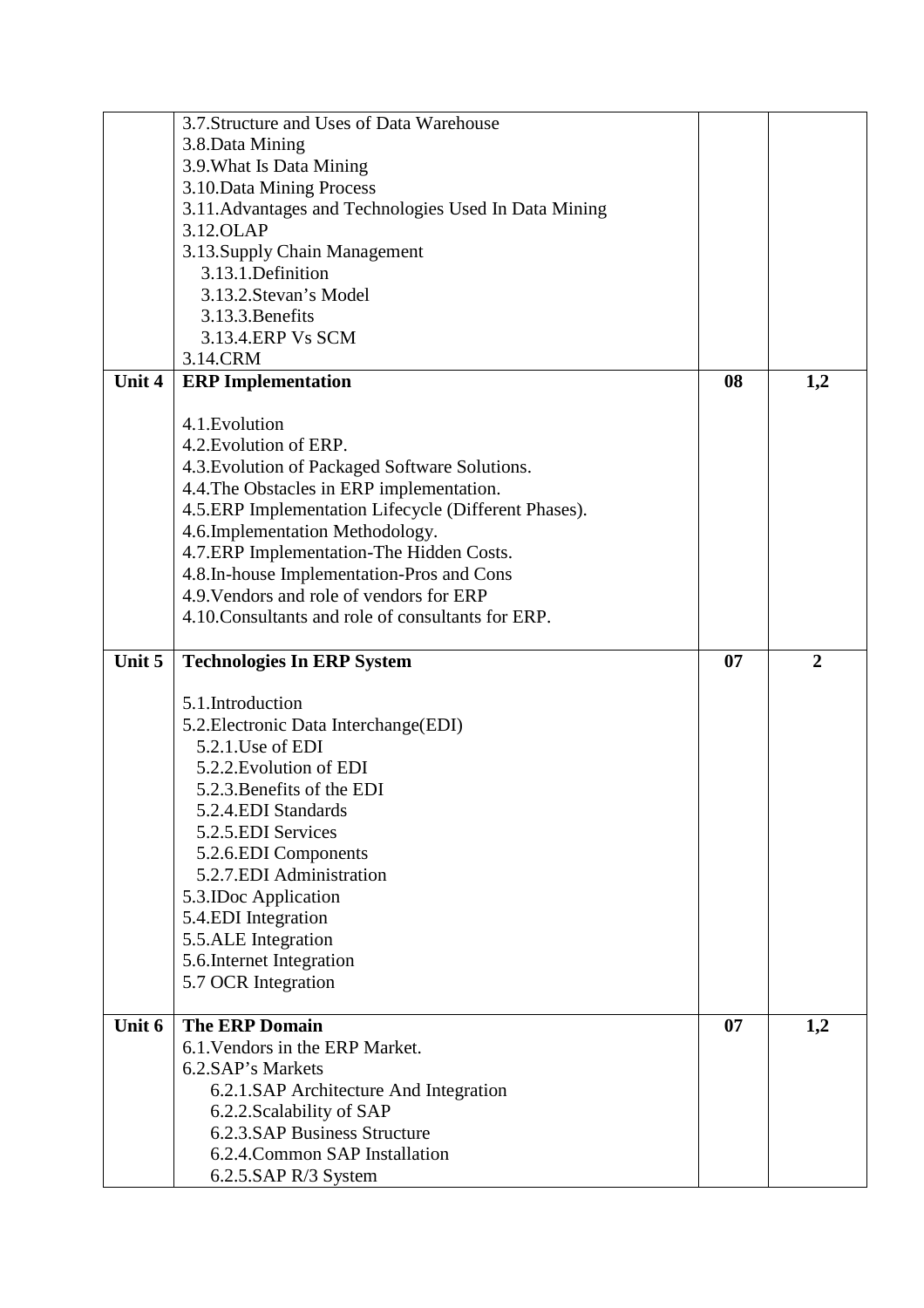| | | | |
|---|---|---|---|
| | 3.7.Structure and Uses of Data Warehouse<br>3.8.Data Mining<br>3.9.What Is Data Mining<br>3.10.Data Mining Process<br>3.11.Advantages and Technologies Used In Data Mining<br>3.12.OLAP<br>3.13.Supply Chain Management<br>3.13.1.Definition<br>3.13.2.Stevan's Model<br>3.13.3.Benefits<br>3.13.4.ERP Vs SCM<br>3.14.CRM | | |
| **Unit 4** | **ERP Implementation**<br><br>4.1.Evolution<br>4.2.Evolution of ERP.<br>4.3.Evolution of Packaged Software Solutions.<br>4.4.The Obstacles in ERP implementation.<br>4.5.ERP Implementation Lifecycle (Different Phases).<br>4.6.Implementation Methodology.<br>4.7.ERP Implementation-The Hidden Costs.<br>4.8.In-house Implementation-Pros and Cons<br>4.9.Vendors and role of vendors for ERP<br>4.10.Consultants and role of consultants for ERP. | **08** | **1,2** |
| **Unit 5** | **Technologies In ERP System**<br><br>5.1.Introduction<br>5.2.Electronic Data Interchange(EDI)<br>5.2.1.Use of EDI<br>5.2.2.Evolution of EDI<br>5.2.3.Benefits of the EDI<br>5.2.4.EDI Standards<br>5.2.5.EDI Services<br>5.2.6.EDI Components<br>5.2.7.EDI Administration<br>5.3.IDoc Application<br>5.4.EDI Integration<br>5.5.ALE Integration<br>5.6.Internet Integration<br>5.7 OCR Integration | **07** | **2** |
| **Unit 6** | **The ERP Domain**<br>6.1.Vendors in the ERP Market.<br>6.2.SAP's Markets<br>6.2.1.SAP Architecture And Integration<br>6.2.2.Scalability of SAP<br>6.2.3.SAP Business Structure<br>6.2.4.Common SAP Installation<br>6.2.5.SAP R/3 System | **07** | **1,2** |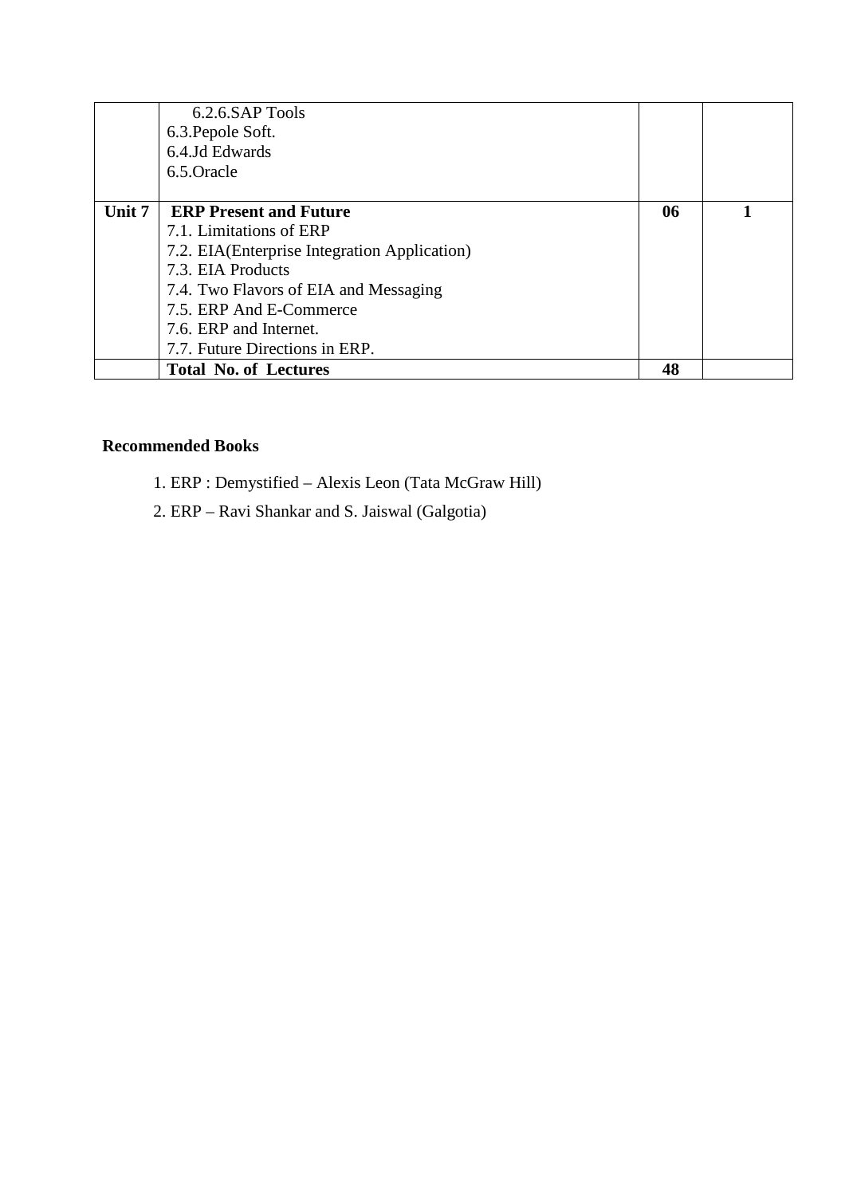| | | | |
|---|---|---|---|
| | 6.2.6.SAP Tools<br>6.3.Pepole Soft.<br>6.4.Jd Edwards<br>6.5.Oracle | | |
| **Unit 7** | **ERP Present and Future**<br>7.1. Limitations of ERP<br>7.2. EIA(Enterprise Integration Application)<br>7.3. EIA Products<br>7.4. Two Flavors of EIA and Messaging<br>7.5. ERP And E-Commerce<br>7.6. ERP and Internet.<br>7.7. Future Directions in ERP. | **06** | **1** |
| | **Total No. of Lectures** | **48** | |

**Recommended Books**

1. ERP : Demystified – Alexis Leon (Tata McGraw Hill)
2. ERP – Ravi Shankar and S. Jaiswal (Galgotia)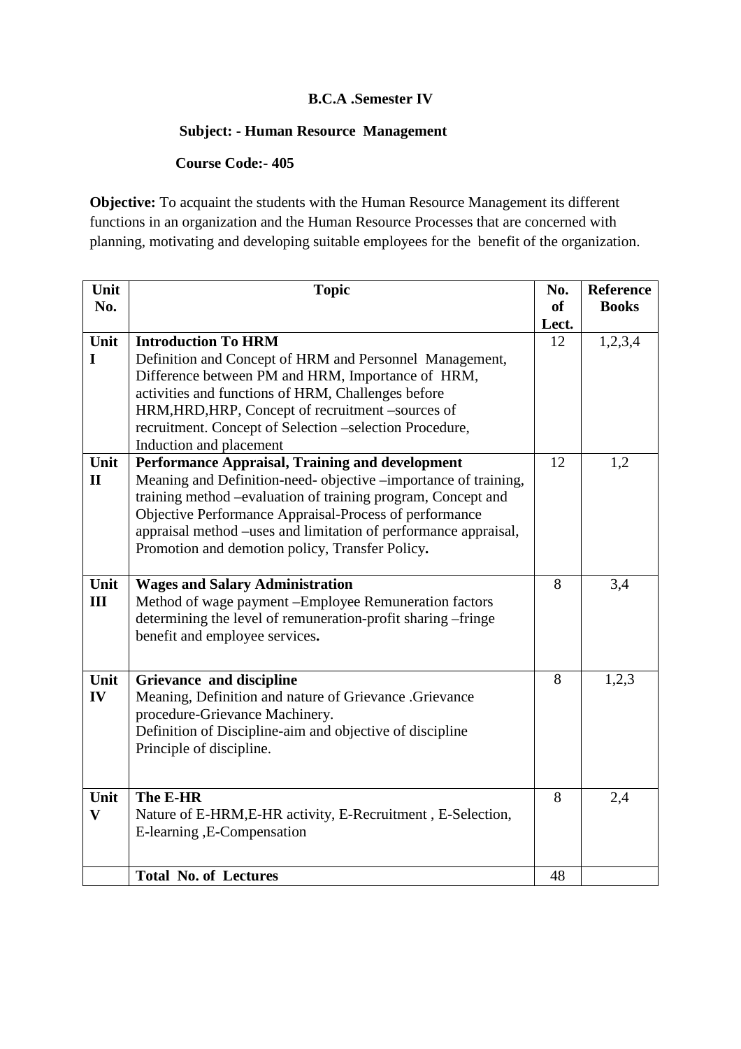**B.C.A .Semester IV**

**Subject: - Human Resource Management**

**Course Code:- 405**

**Objective:** To acquaint the students with the Human Resource Management its different functions in an organization and the Human Resource Processes that are concerned with planning, motivating and developing suitable employees for the benefit of the organization.

| Unit No. | Topic | No. of Lect. | Reference Books |
|---|---|---|---|
| Unit I | **Introduction To HRM** Definition and Concept of HRM and Personnel Management, Difference between PM and HRM, Importance of HRM, activities and functions of HRM, Challenges before HRM,HRD,HRP, Concept of recruitment –sources of recruitment. Concept of Selection –selection Procedure, Induction and placement | 12 | 1,2,3,4 |
| Unit II | **Performance Appraisal, Training and development** Meaning and Definition-need- objective –importance of training, training method –evaluation of training program, Concept and Objective Performance Appraisal-Process of performance appraisal method –uses and limitation of performance appraisal, Promotion and demotion policy, Transfer Policy**.** | 12 | 1,2 |
| Unit III | **Wages and Salary Administration** Method of wage payment –Employee Remuneration factors determining the level of remuneration-profit sharing –fringe benefit and employee services**.** | 8 | 3,4 |
| Unit IV | **Grievance and discipline** Meaning, Definition and nature of Grievance .Grievance procedure-Grievance Machinery. Definition of Discipline-aim and objective of discipline Principle of discipline. | 8 | 1,2,3 |
| Unit V | **The E-HR** Nature of E-HRM,E-HR activity, E-Recruitment , E-Selection, E-learning ,E-Compensation | 8 | 2,4 |
| | **Total No. of Lectures** | 48 | |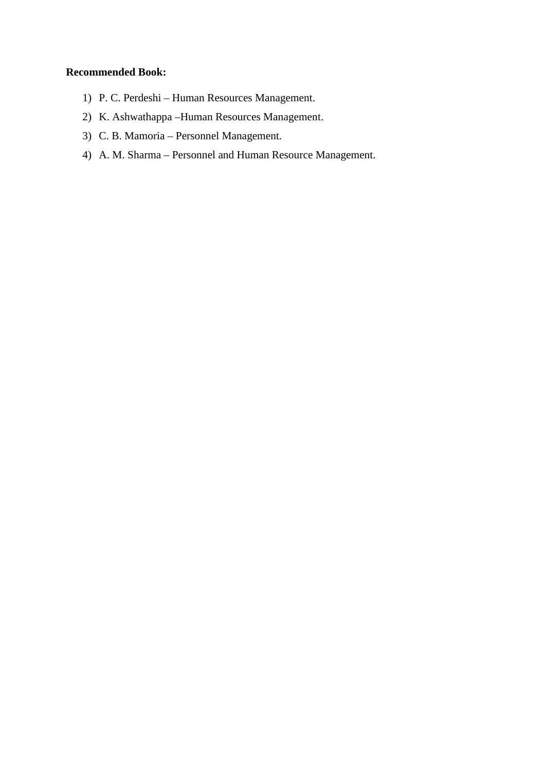**Recommended Book:**

1) P. C. Perdeshi – Human Resources Management.
2) K. Ashwathappa –Human Resources Management.
3) C. B. Mamoria – Personnel Management.
4) A. M. Sharma – Personnel and Human Resource Management.